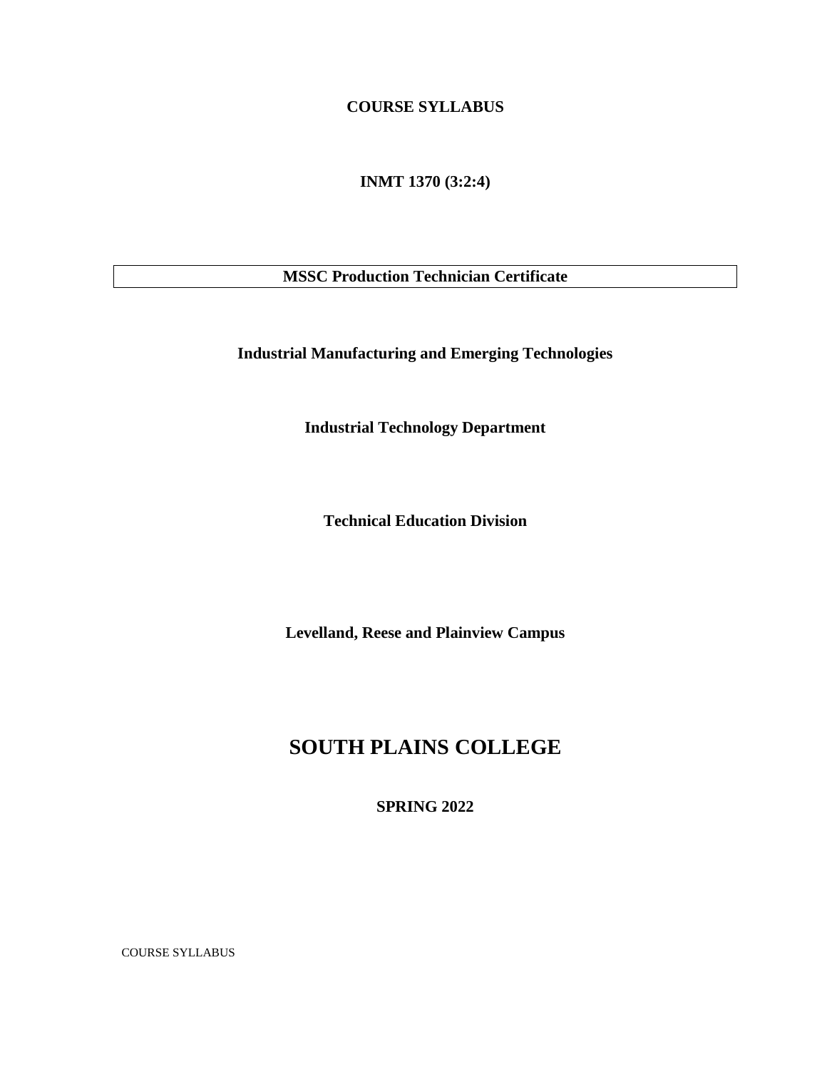**COURSE SYLLABUS**

**INMT 1370 (3:2:4)**

**MSSC Production Technician Certificate**

**Industrial Manufacturing and Emerging Technologies**

**Industrial Technology Department**

**Technical Education Division**

**Levelland, Reese and Plainview Campus**

# SOUTH PLAINS COLLEGE

**SPRING 2022**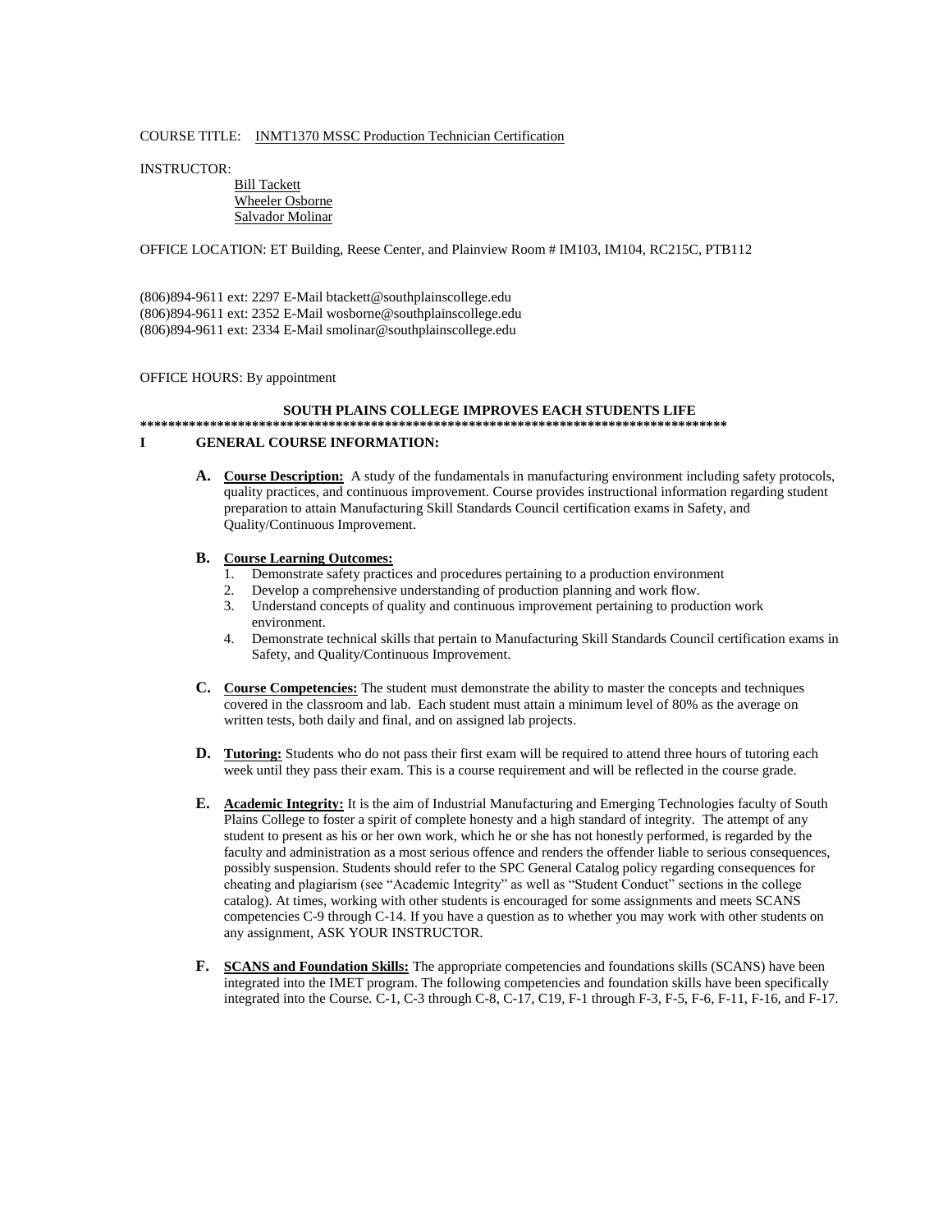COURSE TITLE: INMT1370 MSSC Production Technician Certification

INSTRUCTOR:

Bill Tackett
Wheeler Osborne
Salvador Molinar

OFFICE LOCATION: ET Building, Reese Center, and Plainview Room # IM103, IM104, RC215C, PTB112

(806)894-9611 ext: 2297 E-Mail btackett@southplainscollege.edu
(806)894-9611 ext: 2352 E-Mail wosborne@southplainscollege.edu
(806)894-9611 ext: 2334 E-Mail smolinar@southplainscollege.edu

OFFICE HOURS: By appointment

**SOUTH PLAINS COLLEGE IMPROVES EACH STUDENTS LIFE**

**************************************************************************************

## I GENERAL COURSE INFORMATION:

**A. Course Description:** A study of the fundamentals in manufacturing environment including safety protocols, quality practices, and continuous improvement. Course provides instructional information regarding student preparation to attain Manufacturing Skill Standards Council certification exams in Safety, and Quality/Continuous Improvement.

**B. Course Learning Outcomes:**

1. Demonstrate safety practices and procedures pertaining to a production environment
2. Develop a comprehensive understanding of production planning and work flow.
3. Understand concepts of quality and continuous improvement pertaining to production work environment.
4. Demonstrate technical skills that pertain to Manufacturing Skill Standards Council certification exams in Safety, and Quality/Continuous Improvement.

**C. Course Competencies:** The student must demonstrate the ability to master the concepts and techniques covered in the classroom and lab. Each student must attain a minimum level of 80% as the average on written tests, both daily and final, and on assigned lab projects.

**D. Tutoring:** Students who do not pass their first exam will be required to attend three hours of tutoring each week until they pass their exam. This is a course requirement and will be reflected in the course grade.

**E. Academic Integrity:** It is the aim of Industrial Manufacturing and Emerging Technologies faculty of South Plains College to foster a spirit of complete honesty and a high standard of integrity. The attempt of any student to present as his or her own work, which he or she has not honestly performed, is regarded by the faculty and administration as a most serious offence and renders the offender liable to serious consequences, possibly suspension. Students should refer to the SPC General Catalog policy regarding consequences for cheating and plagiarism (see "Academic Integrity" as well as "Student Conduct" sections in the college catalog). At times, working with other students is encouraged for some assignments and meets SCANS competencies C-9 through C-14. If you have a question as to whether you may work with other students on any assignment, ASK YOUR INSTRUCTOR.

**F. SCANS and Foundation Skills:** The appropriate competencies and foundations skills (SCANS) have been integrated into the IMET program. The following competencies and foundation skills have been specifically integrated into the Course. C-1, C-3 through C-8, C-17, C19, F-1 through F-3, F-5, F-6, F-11, F-16, and F-17.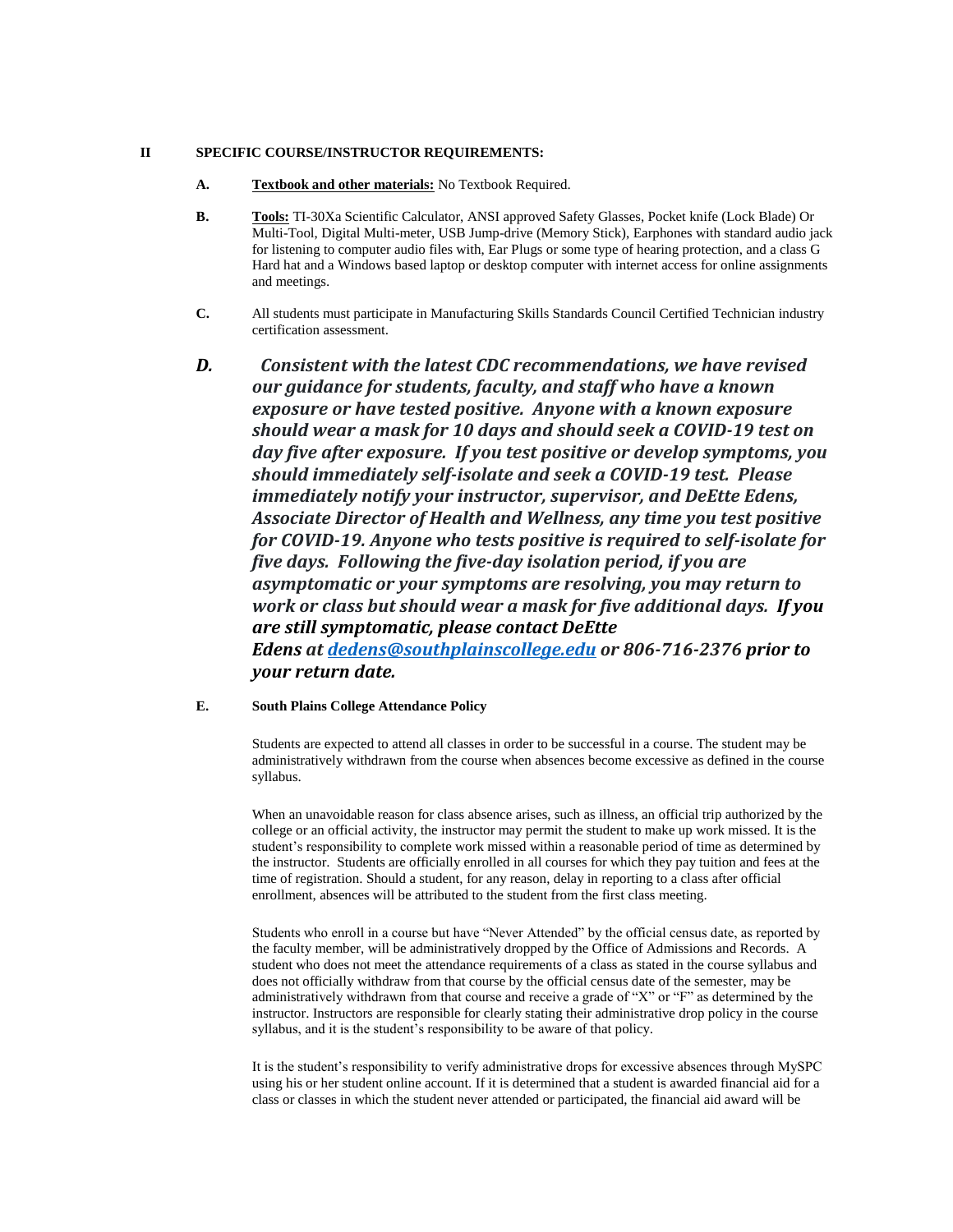## II SPECIFIC COURSE/INSTRUCTOR REQUIREMENTS:

**A.** **Textbook and other materials:** No Textbook Required.

**B.** **Tools:** TI-30Xa Scientific Calculator, ANSI approved Safety Glasses, Pocket knife (Lock Blade) Or Multi-Tool, Digital Multi-meter, USB Jump-drive (Memory Stick), Earphones with standard audio jack for listening to computer audio files with, Ear Plugs or some type of hearing protection, and a class G Hard hat and a Windows based laptop or desktop computer with internet access for online assignments and meetings.

**C.** All students must participate in Manufacturing Skills Standards Council Certified Technician industry certification assessment.

***D.*** ***Consistent with the latest CDC recommendations, we have revised our guidance for students, faculty, and staff who have a known exposure or have tested positive. Anyone with a known exposure should wear a mask for 10 days and should seek a COVID-19 test on day five after exposure. If you test positive or develop symptoms, you should immediately self-isolate and seek a COVID-19 test. Please immediately notify your instructor, supervisor, and DeEtte Edens, Associate Director of Health and Wellness, any time you test positive for COVID-19. Anyone who tests positive is required to self-isolate for five days. Following the five-day isolation period, if you are asymptomatic or your symptoms are resolving, you may return to work or class but should wear a mask for five additional days. If you are still symptomatic, please contact DeEtte Edens at dedens@southplainscollege.edu or 806-716-2376 prior to your return date.***

**E.** **South Plains College Attendance Policy**

Students are expected to attend all classes in order to be successful in a course. The student may be administratively withdrawn from the course when absences become excessive as defined in the course syllabus.

When an unavoidable reason for class absence arises, such as illness, an official trip authorized by the college or an official activity, the instructor may permit the student to make up work missed. It is the student's responsibility to complete work missed within a reasonable period of time as determined by the instructor. Students are officially enrolled in all courses for which they pay tuition and fees at the time of registration. Should a student, for any reason, delay in reporting to a class after official enrollment, absences will be attributed to the student from the first class meeting.

Students who enroll in a course but have "Never Attended" by the official census date, as reported by the faculty member, will be administratively dropped by the Office of Admissions and Records. A student who does not meet the attendance requirements of a class as stated in the course syllabus and does not officially withdraw from that course by the official census date of the semester, may be administratively withdrawn from that course and receive a grade of "X" or "F" as determined by the instructor. Instructors are responsible for clearly stating their administrative drop policy in the course syllabus, and it is the student's responsibility to be aware of that policy.

It is the student's responsibility to verify administrative drops for excessive absences through MySPC using his or her student online account. If it is determined that a student is awarded financial aid for a class or classes in which the student never attended or participated, the financial aid award will be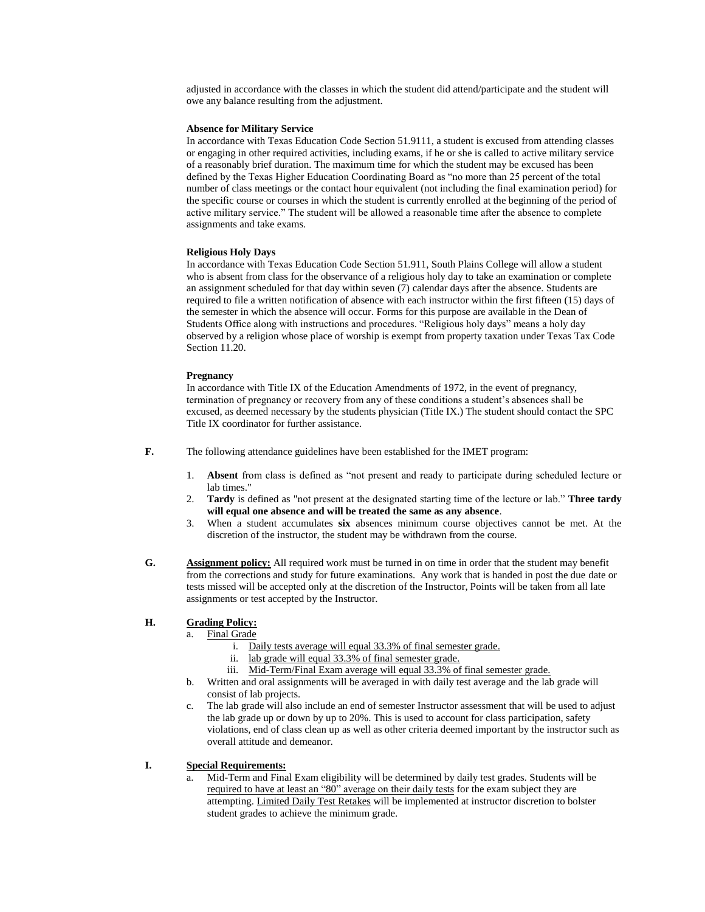adjusted in accordance with the classes in which the student did attend/participate and the student will owe any balance resulting from the adjustment.

**Absence for Military Service**

In accordance with Texas Education Code Section 51.9111, a student is excused from attending classes or engaging in other required activities, including exams, if he or she is called to active military service of a reasonably brief duration. The maximum time for which the student may be excused has been defined by the Texas Higher Education Coordinating Board as "no more than 25 percent of the total number of class meetings or the contact hour equivalent (not including the final examination period) for the specific course or courses in which the student is currently enrolled at the beginning of the period of active military service." The student will be allowed a reasonable time after the absence to complete assignments and take exams.

**Religious Holy Days**

In accordance with Texas Education Code Section 51.911, South Plains College will allow a student who is absent from class for the observance of a religious holy day to take an examination or complete an assignment scheduled for that day within seven (7) calendar days after the absence. Students are required to file a written notification of absence with each instructor within the first fifteen (15) days of the semester in which the absence will occur. Forms for this purpose are available in the Dean of Students Office along with instructions and procedures. "Religious holy days" means a holy day observed by a religion whose place of worship is exempt from property taxation under Texas Tax Code Section 11.20.

**Pregnancy**

In accordance with Title IX of the Education Amendments of 1972, in the event of pregnancy, termination of pregnancy or recovery from any of these conditions a student's absences shall be excused, as deemed necessary by the students physician (Title IX.) The student should contact the SPC Title IX coordinator for further assistance.

**F.** The following attendance guidelines have been established for the IMET program:

1. **Absent** from class is defined as "not present and ready to participate during scheduled lecture or lab times."
2. **Tardy** is defined as "not present at the designated starting time of the lecture or lab." **Three tardy will equal one absence and will be treated the same as any absence**.
3. When a student accumulates **six** absences minimum course objectives cannot be met. At the discretion of the instructor, the student may be withdrawn from the course.

**G.** **Assignment policy:** All required work must be turned in on time in order that the student may benefit from the corrections and study for future examinations. Any work that is handed in post the due date or tests missed will be accepted only at the discretion of the Instructor, Points will be taken from all late assignments or test accepted by the Instructor.

**H.** **Grading Policy:**

a. Final Grade
   i. Daily tests average will equal 33.3% of final semester grade.
   ii. lab grade will equal 33.3% of final semester grade.
   iii. Mid-Term/Final Exam average will equal 33.3% of final semester grade.

b. Written and oral assignments will be averaged in with daily test average and the lab grade will consist of lab projects.

c. The lab grade will also include an end of semester Instructor assessment that will be used to adjust the lab grade up or down by up to 20%. This is used to account for class participation, safety violations, end of class clean up as well as other criteria deemed important by the instructor such as overall attitude and demeanor.

**I.** **Special Requirements:**

a. Mid-Term and Final Exam eligibility will be determined by daily test grades. Students will be required to have at least an "80" average on their daily tests for the exam subject they are attempting. Limited Daily Test Retakes will be implemented at instructor discretion to bolster student grades to achieve the minimum grade.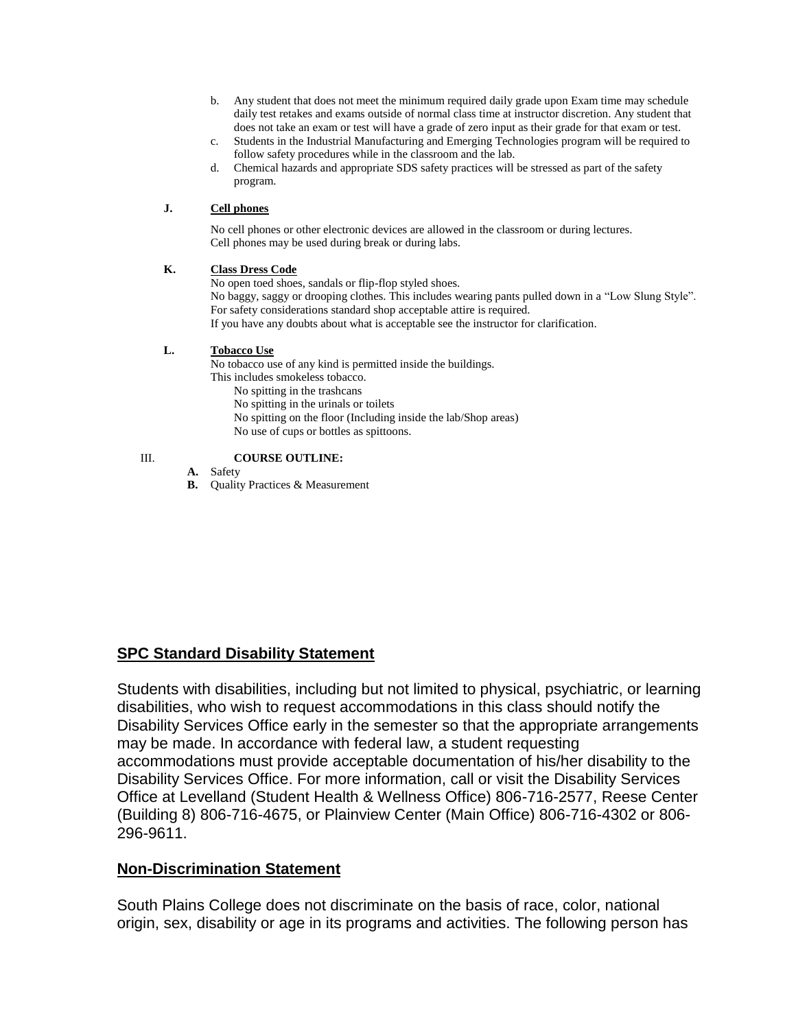b. Any student that does not meet the minimum required daily grade upon Exam time may schedule daily test retakes and exams outside of normal class time at instructor discretion. Any student that does not take an exam or test will have a grade of zero input as their grade for that exam or test.
c. Students in the Industrial Manufacturing and Emerging Technologies program will be required to follow safety procedures while in the classroom and the lab.
d. Chemical hazards and appropriate SDS safety practices will be stressed as part of the safety program.

**J. Cell phones**

No cell phones or other electronic devices are allowed in the classroom or during lectures.
Cell phones may be used during break or during labs.

**K. Class Dress Code**

No open toed shoes, sandals or flip-flop styled shoes.
No baggy, saggy or drooping clothes. This includes wearing pants pulled down in a "Low Slung Style".
For safety considerations standard shop acceptable attire is required.
If you have any doubts about what is acceptable see the instructor for clarification.

**L. Tobacco Use**

No tobacco use of any kind is permitted inside the buildings.
This includes smokeless tobacco.

- No spitting in the trashcans
- No spitting in the urinals or toilets
- No spitting on the floor (Including inside the lab/Shop areas)
- No use of cups or bottles as spittoons.

III. **COURSE OUTLINE:**

- **A.** Safety
- **B.** Quality Practices & Measurement

## SPC Standard Disability Statement

Students with disabilities, including but not limited to physical, psychiatric, or learning disabilities, who wish to request accommodations in this class should notify the Disability Services Office early in the semester so that the appropriate arrangements may be made. In accordance with federal law, a student requesting accommodations must provide acceptable documentation of his/her disability to the Disability Services Office. For more information, call or visit the Disability Services Office at Levelland (Student Health & Wellness Office) 806-716-2577, Reese Center (Building 8) 806-716-4675, or Plainview Center (Main Office) 806-716-4302 or 806-296-9611.

## Non-Discrimination Statement

South Plains College does not discriminate on the basis of race, color, national origin, sex, disability or age in its programs and activities. The following person has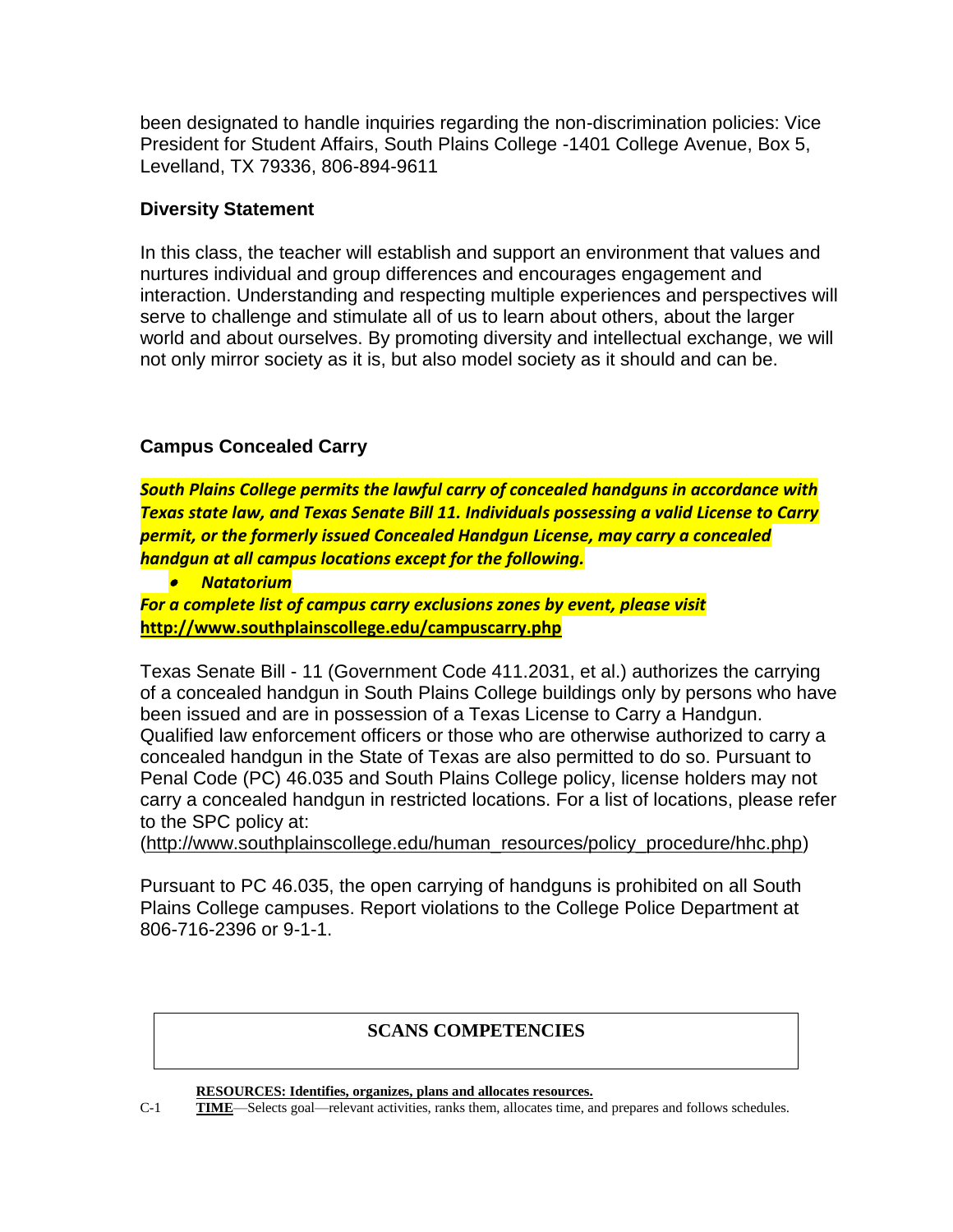been designated to handle inquiries regarding the non-discrimination policies: Vice President for Student Affairs, South Plains College -1401 College Avenue, Box 5, Levelland, TX 79336, 806-894-9611

### Diversity Statement

In this class, the teacher will establish and support an environment that values and nurtures individual and group differences and encourages engagement and interaction. Understanding and respecting multiple experiences and perspectives will serve to challenge and stimulate all of us to learn about others, about the larger world and about ourselves. By promoting diversity and intellectual exchange, we will not only mirror society as it is, but also model society as it should and can be.

### Campus Concealed Carry

***South Plains College permits the lawful carry of concealed handguns in accordance with Texas state law, and Texas Senate Bill 11. Individuals possessing a valid License to Carry permit, or the formerly issued Concealed Handgun License, may carry a concealed handgun at all campus locations except for the following.***

- ***Natatorium***

***For a complete list of campus carry exclusions zones by event, please visit*** **http://www.southplainscollege.edu/campuscarry.php**

Texas Senate Bill - 11 (Government Code 411.2031, et al.) authorizes the carrying of a concealed handgun in South Plains College buildings only by persons who have been issued and are in possession of a Texas License to Carry a Handgun. Qualified law enforcement officers or those who are otherwise authorized to carry a concealed handgun in the State of Texas are also permitted to do so. Pursuant to Penal Code (PC) 46.035 and South Plains College policy, license holders may not carry a concealed handgun in restricted locations. For a list of locations, please refer to the SPC policy at:
(http://www.southplainscollege.edu/human_resources/policy_procedure/hhc.php)

Pursuant to PC 46.035, the open carrying of handguns is prohibited on all South Plains College campuses. Report violations to the College Police Department at 806-716-2396 or 9-1-1.

## SCANS COMPETENCIES

**RESOURCES: Identifies, organizes, plans and allocates resources.**

C-1 **TIME**—Selects goal—relevant activities, ranks them, allocates time, and prepares and follows schedules.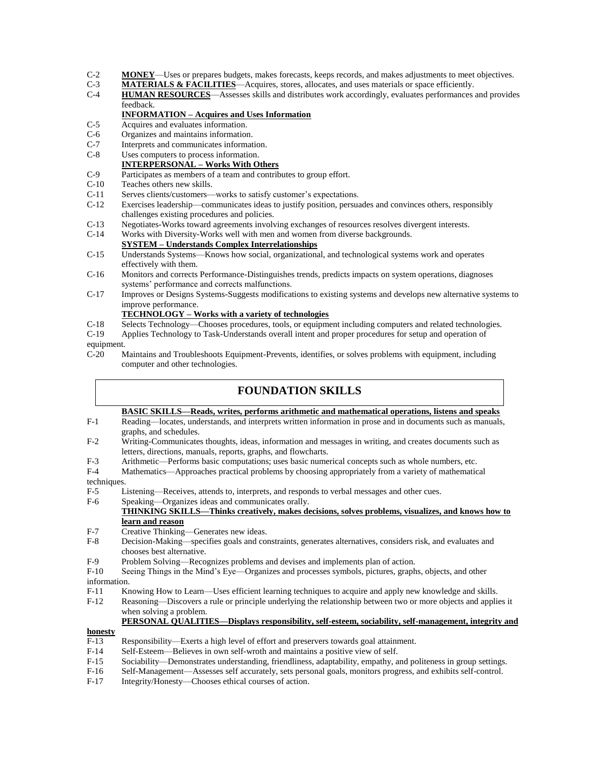C-2 **MONEY**—Uses or prepares budgets, makes forecasts, keeps records, and makes adjustments to meet objectives.

C-3 **MATERIALS & FACILITIES**—Acquires, stores, allocates, and uses materials or space efficiently.

C-4 **HUMAN RESOURCES**—Assesses skills and distributes work accordingly, evaluates performances and provides feedback.

**INFORMATION – Acquires and Uses Information**

C-5 Acquires and evaluates information.

C-6 Organizes and maintains information.

C-7 Interprets and communicates information.

C-8 Uses computers to process information.

**INTERPERSONAL – Works With Others**

C-9 Participates as members of a team and contributes to group effort.

C-10 Teaches others new skills.

C-11 Serves clients/customers—works to satisfy customer's expectations.

C-12 Exercises leadership—communicates ideas to justify position, persuades and convinces others, responsibly challenges existing procedures and policies.

C-13 Negotiates-Works toward agreements involving exchanges of resources resolves divergent interests.

C-14 Works with Diversity-Works well with men and women from diverse backgrounds.

**SYSTEM – Understands Complex Interrelationships**

C-15 Understands Systems—Knows how social, organizational, and technological systems work and operates effectively with them.

C-16 Monitors and corrects Performance-Distinguishes trends, predicts impacts on system operations, diagnoses systems' performance and corrects malfunctions.

C-17 Improves or Designs Systems-Suggests modifications to existing systems and develops new alternative systems to improve performance.

**TECHNOLOGY – Works with a variety of technologies**

C-18 Selects Technology—Chooses procedures, tools, or equipment including computers and related technologies.

C-19 Applies Technology to Task-Understands overall intent and proper procedures for setup and operation of equipment.

C-20 Maintains and Troubleshoots Equipment-Prevents, identifies, or solves problems with equipment, including computer and other technologies.

## FOUNDATION SKILLS

**BASIC SKILLS—Reads, writes, performs arithmetic and mathematical operations, listens and speaks**

F-1 Reading—locates, understands, and interprets written information in prose and in documents such as manuals, graphs, and schedules.

F-2 Writing-Communicates thoughts, ideas, information and messages in writing, and creates documents such as letters, directions, manuals, reports, graphs, and flowcharts.

F-3 Arithmetic—Performs basic computations; uses basic numerical concepts such as whole numbers, etc.

F-4 Mathematics—Approaches practical problems by choosing appropriately from a variety of mathematical techniques.

F-5 Listening—Receives, attends to, interprets, and responds to verbal messages and other cues.

F-6 Speaking—Organizes ideas and communicates orally.

**THINKING SKILLS—Thinks creatively, makes decisions, solves problems, visualizes, and knows how to learn and reason**

F-7 Creative Thinking—Generates new ideas.

F-8 Decision-Making—specifies goals and constraints, generates alternatives, considers risk, and evaluates and chooses best alternative.

F-9 Problem Solving—Recognizes problems and devises and implements plan of action.

F-10 Seeing Things in the Mind's Eye—Organizes and processes symbols, pictures, graphs, objects, and other information.

F-11 Knowing How to Learn—Uses efficient learning techniques to acquire and apply new knowledge and skills.

F-12 Reasoning—Discovers a rule or principle underlying the relationship between two or more objects and applies it when solving a problem.

**PERSONAL QUALITIES—Displays responsibility, self-esteem, sociability, self-management, integrity and honesty**

F-13 Responsibility—Exerts a high level of effort and preservers towards goal attainment.

F-14 Self-Esteem—Believes in own self-wroth and maintains a positive view of self.

F-15 Sociability—Demonstrates understanding, friendliness, adaptability, empathy, and politeness in group settings.

F-16 Self-Management—Assesses self accurately, sets personal goals, monitors progress, and exhibits self-control.

F-17 Integrity/Honesty—Chooses ethical courses of action.